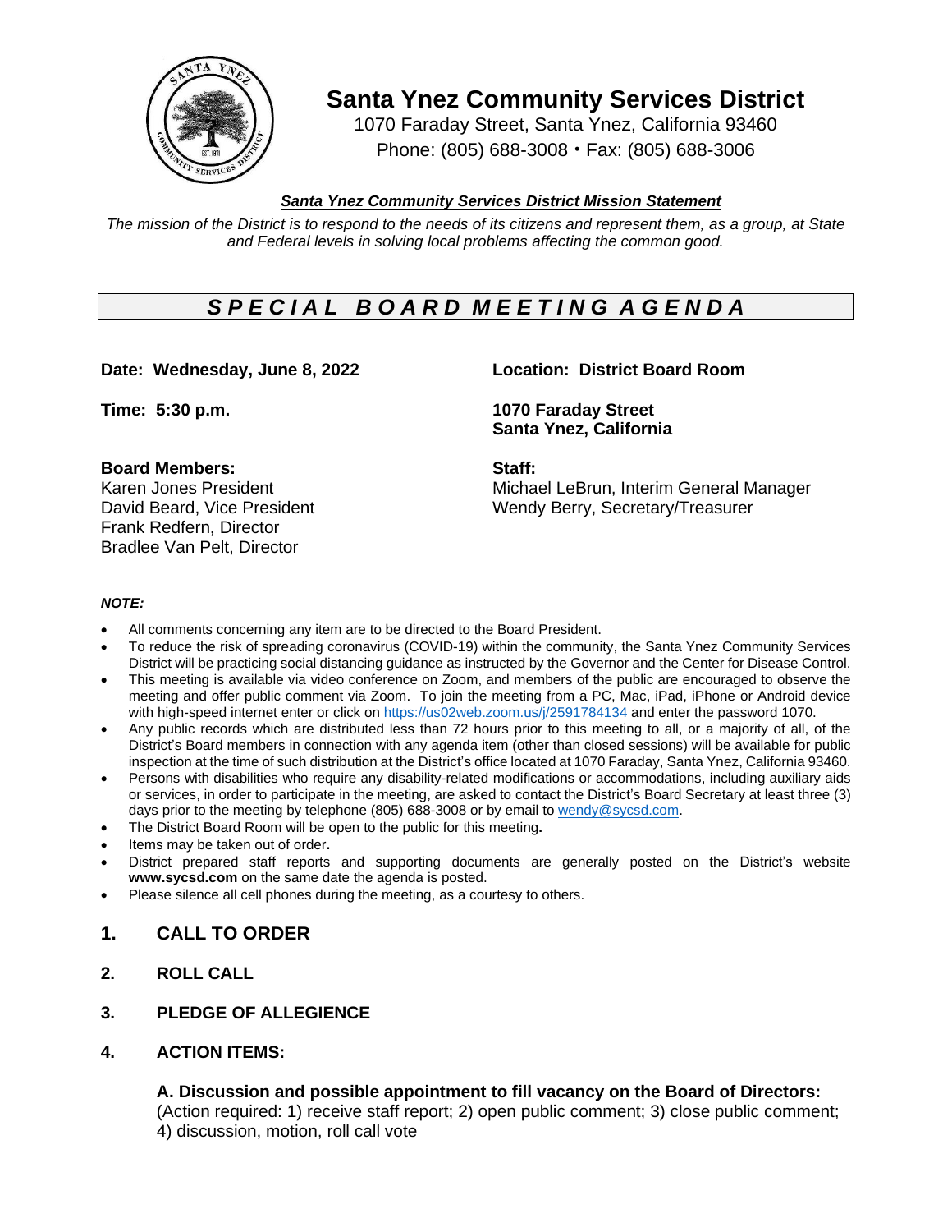# Santa Ynez Community Services District

1070 Faraday Street, Santa Ynez, California 93460
Phone: (805) 688-3008 • Fax: (805) 688-3006

***Santa Ynez Community Services District Mission Statement***

*The mission of the District is to respond to the needs of its citizens and represent them, as a group, at State and Federal levels in solving local problems affecting the common good.*

## *SPECIAL BOARD MEETING AGENDA*

**Date: Wednesday, June 8, 2022**

**Time: 5:30 p.m.**

**Location: District Board Room**

**1070 Faraday Street**
**Santa Ynez, California**

**Board Members:**
Karen Jones President
David Beard, Vice President
Frank Redfern, Director
Bradlee Van Pelt, Director

**Staff:**
Michael LeBrun, Interim General Manager
Wendy Berry, Secretary/Treasurer

***NOTE:***

- All comments concerning any item are to be directed to the Board President.
- To reduce the risk of spreading coronavirus (COVID-19) within the community, the Santa Ynez Community Services District will be practicing social distancing guidance as instructed by the Governor and the Center for Disease Control.
- This meeting is available via video conference on Zoom, and members of the public are encouraged to observe the meeting and offer public comment via Zoom. To join the meeting from a PC, Mac, iPad, iPhone or Android device with high-speed internet enter or click on https://us02web.zoom.us/j/2591784134 and enter the password 1070.
- Any public records which are distributed less than 72 hours prior to this meeting to all, or a majority of all, of the District's Board members in connection with any agenda item (other than closed sessions) will be available for public inspection at the time of such distribution at the District's office located at 1070 Faraday, Santa Ynez, California 93460.
- Persons with disabilities who require any disability-related modifications or accommodations, including auxiliary aids or services, in order to participate in the meeting, are asked to contact the District's Board Secretary at least three (3) days prior to the meeting by telephone (805) 688-3008 or by email to wendy@sycsd.com.
- The District Board Room will be open to the public for this meeting**.**
- Items may be taken out of order**.**
- District prepared staff reports and supporting documents are generally posted on the District's website **www.sycsd.com** on the same date the agenda is posted.
- Please silence all cell phones during the meeting, as a courtesy to others.

### 1. CALL TO ORDER

### 2. ROLL CALL

### 3. PLEDGE OF ALLEGIENCE

### 4. ACTION ITEMS:

**A. Discussion and possible appointment to fill vacancy on the Board of Directors:**
(Action required: 1) receive staff report; 2) open public comment; 3) close public comment; 4) discussion, motion, roll call vote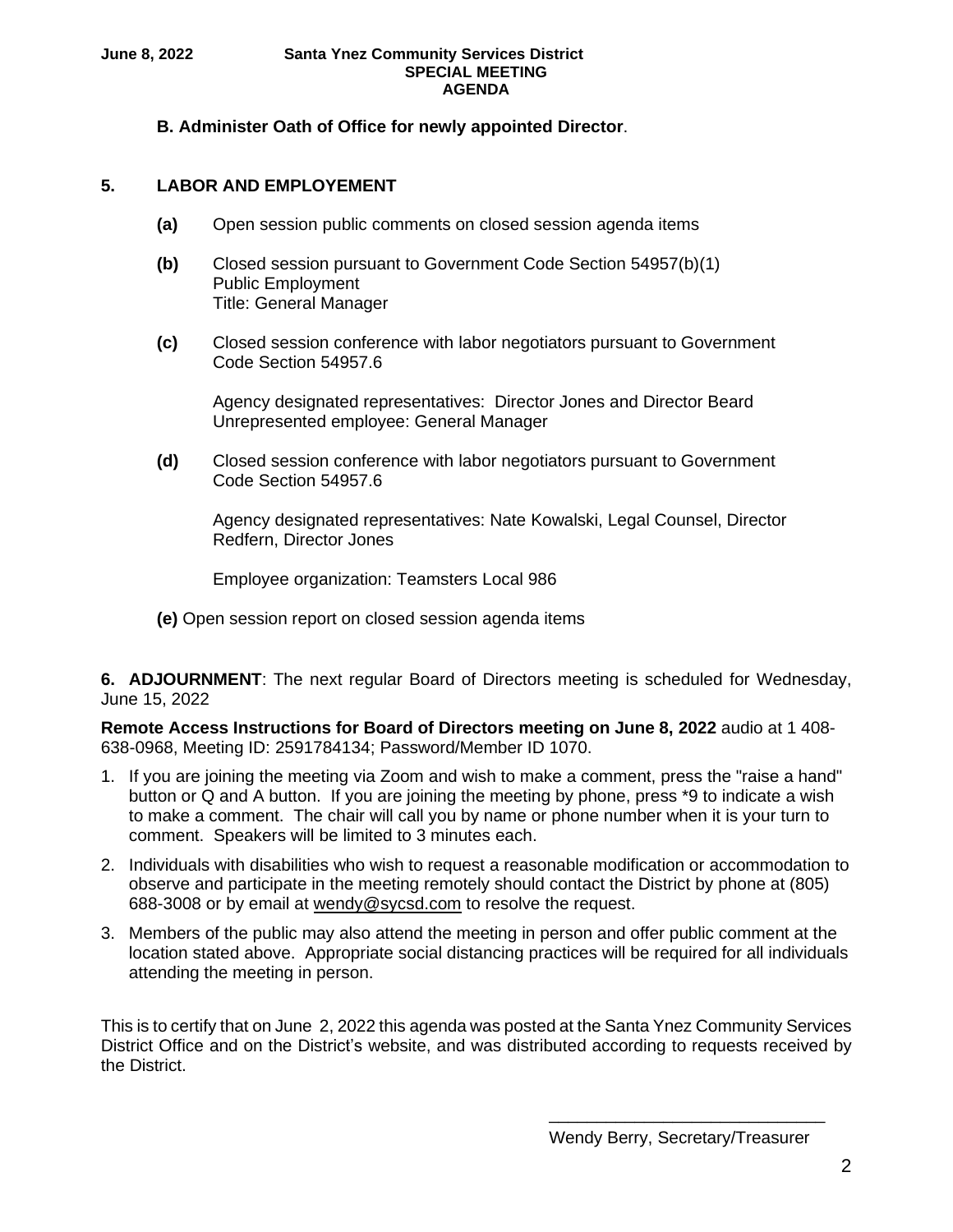**B. Administer Oath of Office for newly appointed Director**.

**5. LABOR AND EMPLOYEMENT**

**(a)** Open session public comments on closed session agenda items

**(b)** Closed session pursuant to Government Code Section 54957(b)(1)
Public Employment
Title: General Manager

**(c)** Closed session conference with labor negotiators pursuant to Government Code Section 54957.6

Agency designated representatives: Director Jones and Director Beard
Unrepresented employee: General Manager

**(d)** Closed session conference with labor negotiators pursuant to Government Code Section 54957.6

Agency designated representatives: Nate Kowalski, Legal Counsel, Director Redfern, Director Jones

Employee organization: Teamsters Local 986

**(e)** Open session report on closed session agenda items

**6. ADJOURNMENT**: The next regular Board of Directors meeting is scheduled for Wednesday, June 15, 2022

**Remote Access Instructions for Board of Directors meeting on June 8, 2022** audio at 1 408-638-0968, Meeting ID: 2591784134; Password/Member ID 1070.

1. If you are joining the meeting via Zoom and wish to make a comment, press the "raise a hand" button or Q and A button. If you are joining the meeting by phone, press *9 to indicate a wish to make a comment. The chair will call you by name or phone number when it is your turn to comment. Speakers will be limited to 3 minutes each.
2. Individuals with disabilities who wish to request a reasonable modification or accommodation to observe and participate in the meeting remotely should contact the District by phone at (805) 688-3008 or by email at wendy@sycsd.com to resolve the request.
3. Members of the public may also attend the meeting in person and offer public comment at the location stated above. Appropriate social distancing practices will be required for all individuals attending the meeting in person.

This is to certify that on June 2, 2022 this agenda was posted at the Santa Ynez Community Services District Office and on the District's website, and was distributed according to requests received by the District.

\_\_\_\_\_\_\_\_\_\_\_\_\_\_\_\_\_\_\_\_\_\_\_\_\_\_\_\_\_\_

Wendy Berry, Secretary/Treasurer